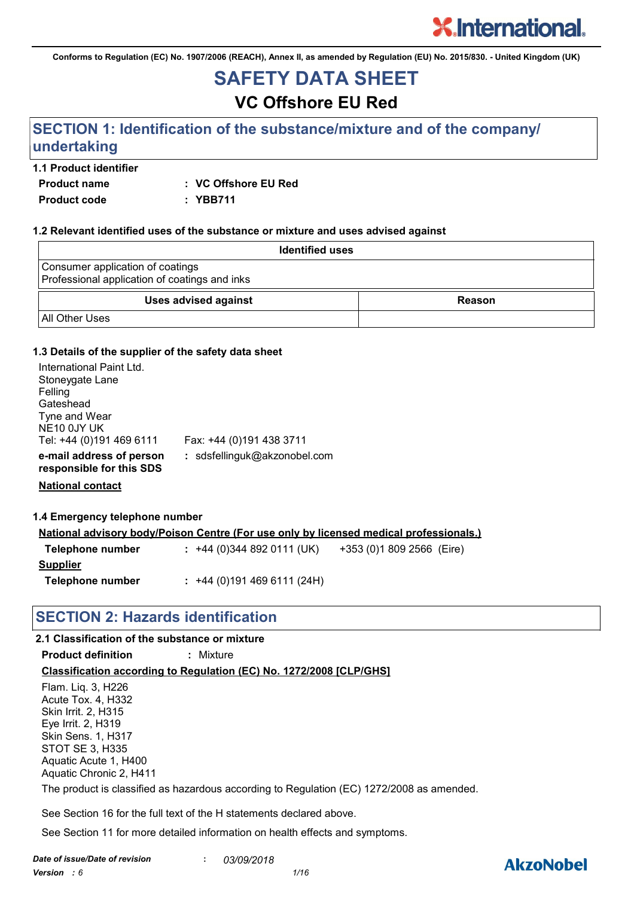Conforms to Regulation (EC) No. 1907/2006 (REACH), Annex II, as amended by Regulation (EU) No. 2015/830. - United Kingdom (UK)

# SAFETY DATA SHEET

## VC Offshore EU Red

## SECTION 1: Identification of the substance/mixture and of the company/ undertaking

### 1.1 Product identifier

**Product name** : **VC Offshore EU Red**

**Product code** : **YBB711**

### 1.2 Relevant identified uses of the substance or mixture and uses advised against

| Identified uses |
| --- |
| Consumer application of coatings<br>Professional application of coatings and inks |

| Uses advised against | Reason |
| --- | --- |
| All Other Uses | |

### 1.3 Details of the supplier of the safety data sheet

International Paint Ltd.
Stoneygate Lane
Felling
Gateshead
Tyne and Wear
NE10 0JY UK
Tel: +44 (0)191 469 6111 Fax: +44 (0)191 438 3711

**e-mail address of person responsible for this SDS** : sdsfellinguk@akzonobel.com

**National contact**

### 1.4 Emergency telephone number

**National advisory body/Poison Centre (For use only by licensed medical professionals.)**

**Telephone number** : +44 (0)344 892 0111 (UK) +353 (0)1 809 2566 (Eire)

**Supplier**

**Telephone number** : +44 (0)191 469 6111 (24H)

## SECTION 2: Hazards identification

### 2.1 Classification of the substance or mixture

**Product definition** : Mixture

**Classification according to Regulation (EC) No. 1272/2008 [CLP/GHS]**

Flam. Liq. 3, H226
Acute Tox. 4, H332
Skin Irrit. 2, H315
Eye Irrit. 2, H319
Skin Sens. 1, H317
STOT SE 3, H335
Aquatic Acute 1, H400
Aquatic Chronic 2, H411

The product is classified as hazardous according to Regulation (EC) 1272/2008 as amended.

See Section 16 for the full text of the H statements declared above.

See Section 11 for more detailed information on health effects and symptoms.

*Date of issue/Date of revision* : *03/09/2018*

*Version : 6*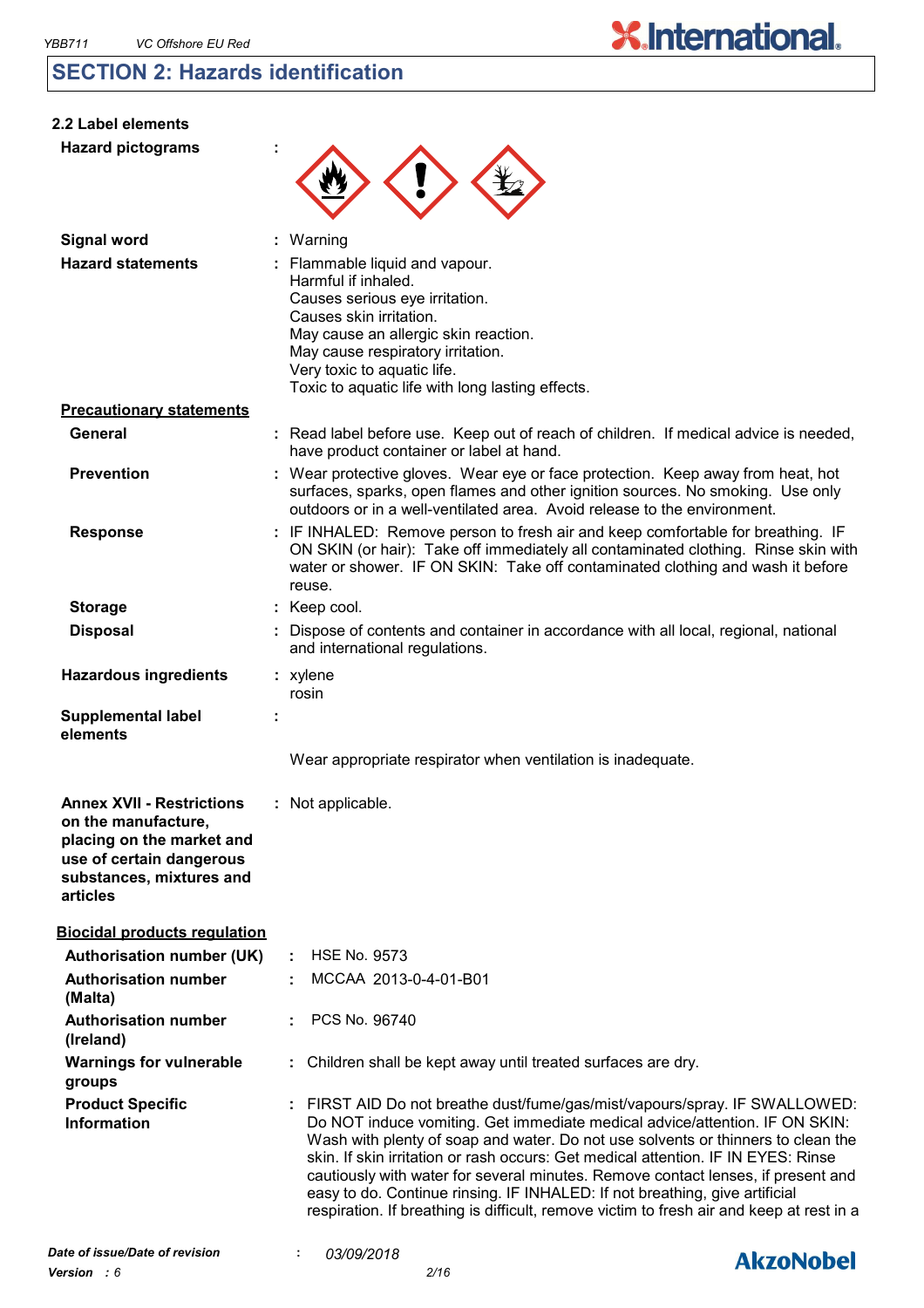## SECTION 2: Hazards identification

### 2.2 Label elements

| | |
|---|---|
| **Hazard pictograms** | : |
| **Signal word** | : Warning |
| **Hazard statements** | : Flammable liquid and vapour.<br>Harmful if inhaled.<br>Causes serious eye irritation.<br>Causes skin irritation.<br>May cause an allergic skin reaction.<br>May cause respiratory irritation.<br>Very toxic to aquatic life.<br>Toxic to aquatic life with long lasting effects. |

**Precautionary statements**

| | |
|---|---|
| **General** | : Read label before use. Keep out of reach of children. If medical advice is needed, have product container or label at hand. |
| **Prevention** | : Wear protective gloves. Wear eye or face protection. Keep away from heat, hot surfaces, sparks, open flames and other ignition sources. No smoking. Use only outdoors or in a well-ventilated area. Avoid release to the environment. |
| **Response** | : IF INHALED: Remove person to fresh air and keep comfortable for breathing. IF ON SKIN (or hair): Take off immediately all contaminated clothing. Rinse skin with water or shower. IF ON SKIN: Take off contaminated clothing and wash it before reuse. |
| **Storage** | : Keep cool. |
| **Disposal** | : Dispose of contents and container in accordance with all local, regional, national and international regulations. |
| **Hazardous ingredients** | : xylene<br>rosin |
| **Supplemental label elements** | : Wear appropriate respirator when ventilation is inadequate. |
| **Annex XVII - Restrictions on the manufacture, placing on the market and use of certain dangerous substances, mixtures and articles** | : Not applicable. |

**Biocidal products regulation**

| | |
|---|---|
| **Authorisation number (UK)** | : HSE No. 9573 |
| **Authorisation number (Malta)** | : MCCAA 2013-0-4-01-B01 |
| **Authorisation number (Ireland)** | : PCS No. 96740 |
| **Warnings for vulnerable groups** | : Children shall be kept away until treated surfaces are dry. |
| **Product Specific Information** | : FIRST AID Do not breathe dust/fume/gas/mist/vapours/spray. IF SWALLOWED: Do NOT induce vomiting. Get immediate medical advice/attention. IF ON SKIN: Wash with plenty of soap and water. Do not use solvents or thinners to clean the skin. If skin irritation or rash occurs: Get medical attention. IF IN EYES: Rinse cautiously with water for several minutes. Remove contact lenses, if present and easy to do. Continue rinsing. IF INHALED: If not breathing, give artificial respiration. If breathing is difficult, remove victim to fresh air and keep at rest in a |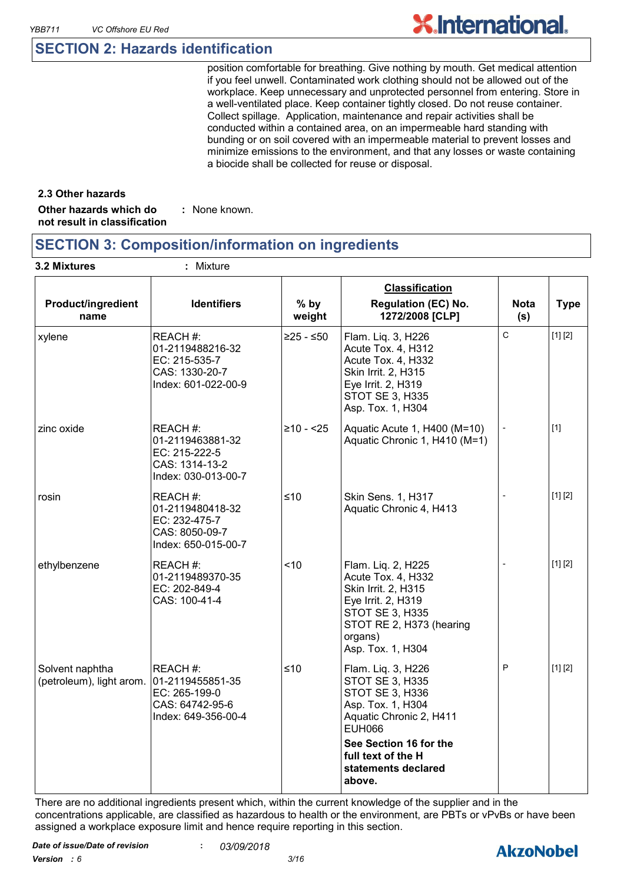## SECTION 2: Hazards identification

position comfortable for breathing. Give nothing by mouth. Get medical attention if you feel unwell. Contaminated work clothing should not be allowed out of the workplace. Keep unnecessary and unprotected personnel from entering. Store in a well-ventilated place. Keep container tightly closed. Do not reuse container. Collect spillage. Application, maintenance and repair activities shall be conducted within a contained area, on an impermeable hard standing with bunding or on soil covered with an impermeable material to prevent losses and minimize emissions to the environment, and that any losses or waste containing a biocide shall be collected for reuse or disposal.

**2.3 Other hazards**

**Other hazards which do not result in classification** : None known.

## SECTION 3: Composition/information on ingredients

**3.2 Mixtures** : Mixture

| Product/ingredient name | Identifiers | % by weight | **Classification** Regulation (EC) No. 1272/2008 [CLP] | Nota (s) | Type |
|---|---|---|---|---|---|
| xylene | REACH #: 01-2119488216-32<br>EC: 215-535-7<br>CAS: 1330-20-7<br>Index: 601-022-00-9 | ≥25 - ≤50 | Flam. Liq. 3, H226<br>Acute Tox. 4, H312<br>Acute Tox. 4, H332<br>Skin Irrit. 2, H315<br>Eye Irrit. 2, H319<br>STOT SE 3, H335<br>Asp. Tox. 1, H304 | C | [1] [2] |
| zinc oxide | REACH #: 01-2119463881-32<br>EC: 215-222-5<br>CAS: 1314-13-2<br>Index: 030-013-00-7 | ≥10 - <25 | Aquatic Acute 1, H400 (M=10)<br>Aquatic Chronic 1, H410 (M=1) | - | [1] |
| rosin | REACH #: 01-2119480418-32<br>EC: 232-475-7<br>CAS: 8050-09-7<br>Index: 650-015-00-7 | ≤10 | Skin Sens. 1, H317<br>Aquatic Chronic 4, H413 | - | [1] [2] |
| ethylbenzene | REACH #: 01-2119489370-35<br>EC: 202-849-4<br>CAS: 100-41-4 | <10 | Flam. Liq. 2, H225<br>Acute Tox. 4, H332<br>Skin Irrit. 2, H315<br>Eye Irrit. 2, H319<br>STOT SE 3, H335<br>STOT RE 2, H373 (hearing organs)<br>Asp. Tox. 1, H304 | - | [1] [2] |
| Solvent naphtha (petroleum), light arom. | REACH #: 01-2119455851-35<br>EC: 265-199-0<br>CAS: 64742-95-6<br>Index: 649-356-00-4 | ≤10 | Flam. Liq. 3, H226<br>STOT SE 3, H335<br>STOT SE 3, H336<br>Asp. Tox. 1, H304<br>Aquatic Chronic 2, H411<br>EUH066<br>**See Section 16 for the full text of the H statements declared above.** | P | [1] [2] |

There are no additional ingredients present which, within the current knowledge of the supplier and in the concentrations applicable, are classified as hazardous to health or the environment, are PBTs or vPvBs or have been assigned a workplace exposure limit and hence require reporting in this section.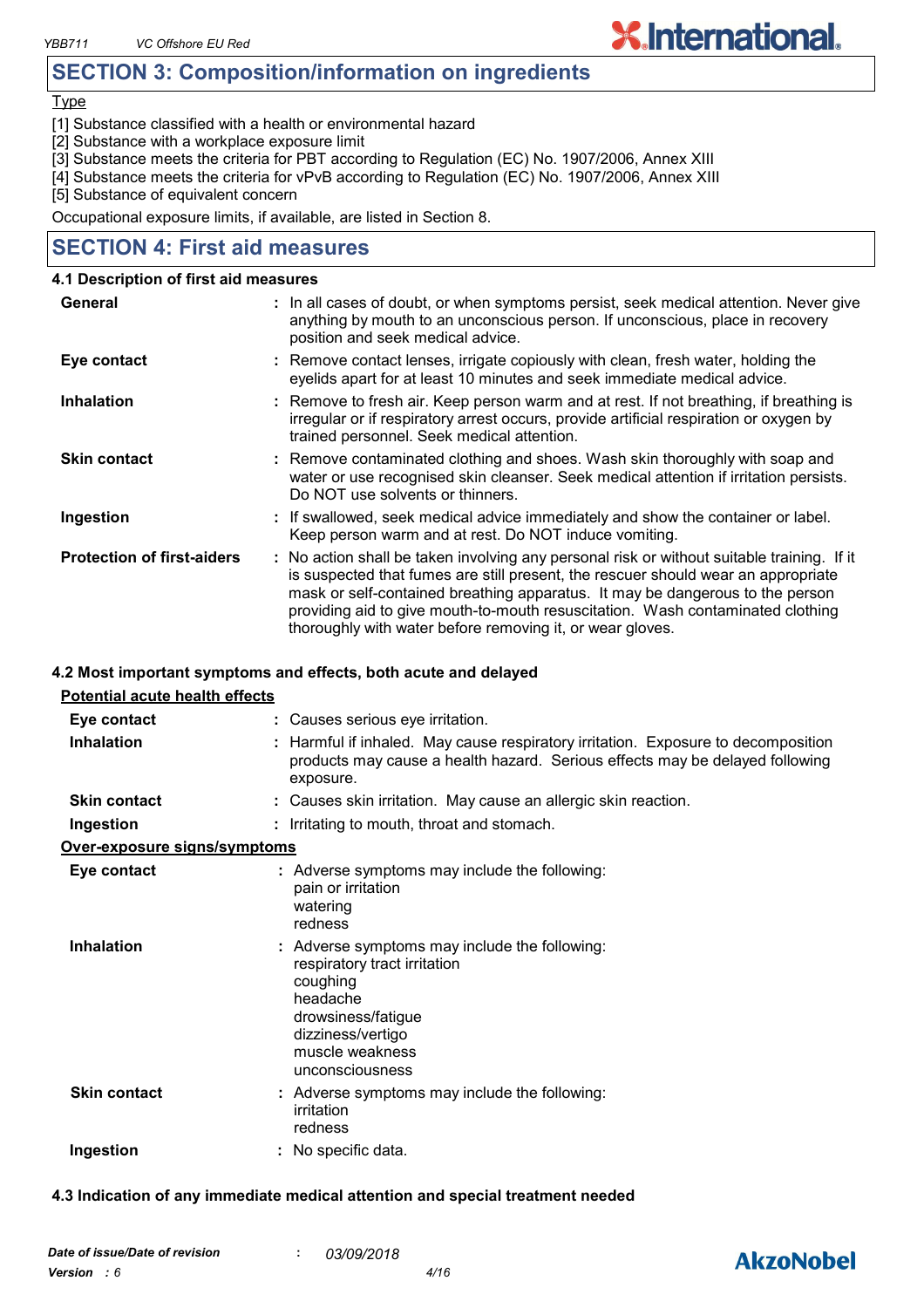## SECTION 3: Composition/information on ingredients

Type

[1] Substance classified with a health or environmental hazard
[2] Substance with a workplace exposure limit
[3] Substance meets the criteria for PBT according to Regulation (EC) No. 1907/2006, Annex XIII
[4] Substance meets the criteria for vPvB according to Regulation (EC) No. 1907/2006, Annex XIII
[5] Substance of equivalent concern

Occupational exposure limits, if available, are listed in Section 8.

## SECTION 4: First aid measures

### 4.1 Description of first aid measures

| | |
|---|---|
| **General** | : In all cases of doubt, or when symptoms persist, seek medical attention. Never give anything by mouth to an unconscious person. If unconscious, place in recovery position and seek medical advice. |
| **Eye contact** | : Remove contact lenses, irrigate copiously with clean, fresh water, holding the eyelids apart for at least 10 minutes and seek immediate medical advice. |
| **Inhalation** | : Remove to fresh air. Keep person warm and at rest. If not breathing, if breathing is irregular or if respiratory arrest occurs, provide artificial respiration or oxygen by trained personnel. Seek medical attention. |
| **Skin contact** | : Remove contaminated clothing and shoes. Wash skin thoroughly with soap and water or use recognised skin cleanser. Seek medical attention if irritation persists. Do NOT use solvents or thinners. |
| **Ingestion** | : If swallowed, seek medical advice immediately and show the container or label. Keep person warm and at rest. Do NOT induce vomiting. |
| **Protection of first-aiders** | : No action shall be taken involving any personal risk or without suitable training. If it is suspected that fumes are still present, the rescuer should wear an appropriate mask or self-contained breathing apparatus. It may be dangerous to the person providing aid to give mouth-to-mouth resuscitation. Wash contaminated clothing thoroughly with water before removing it, or wear gloves. |

### 4.2 Most important symptoms and effects, both acute and delayed

**Potential acute health effects**

| | |
|---|---|
| **Eye contact** | : Causes serious eye irritation. |
| **Inhalation** | : Harmful if inhaled. May cause respiratory irritation. Exposure to decomposition products may cause a health hazard. Serious effects may be delayed following exposure. |
| **Skin contact** | : Causes skin irritation. May cause an allergic skin reaction. |
| **Ingestion** | : Irritating to mouth, throat and stomach. |

**Over-exposure signs/symptoms**

| | |
|---|---|
| **Eye contact** | : Adverse symptoms may include the following:<br>pain or irritation<br>watering<br>redness |
| **Inhalation** | : Adverse symptoms may include the following:<br>respiratory tract irritation<br>coughing<br>headache<br>drowsiness/fatigue<br>dizziness/vertigo<br>muscle weakness<br>unconsciousness |
| **Skin contact** | : Adverse symptoms may include the following:<br>irritation<br>redness |
| **Ingestion** | : No specific data. |

### 4.3 Indication of any immediate medical attention and special treatment needed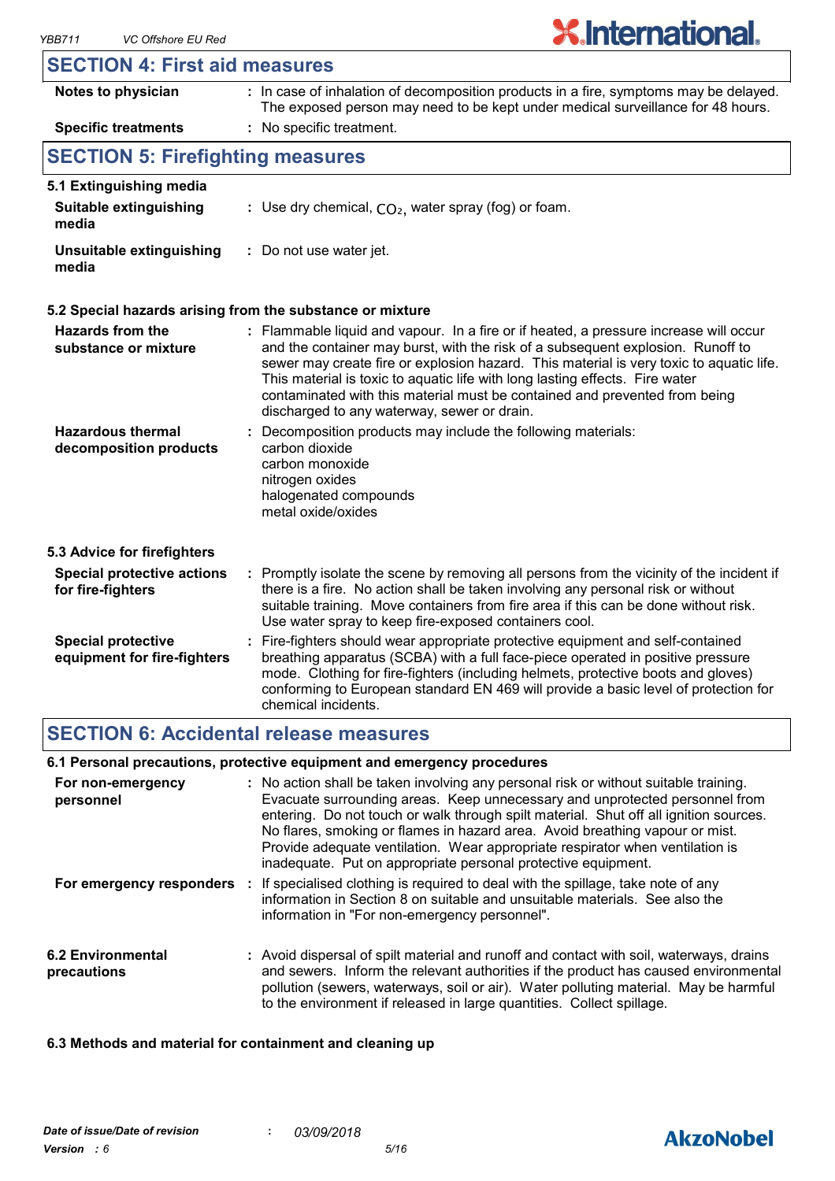## SECTION 4: First aid measures

| | |
|---|---|
| **Notes to physician** | : In case of inhalation of decomposition products in a fire, symptoms may be delayed. The exposed person may need to be kept under medical surveillance for 48 hours. |
| **Specific treatments** | : No specific treatment. |

## SECTION 5: Firefighting measures

### 5.1 Extinguishing media

| | |
|---|---|
| **Suitable extinguishing media** | : Use dry chemical, $CO_2$, water spray (fog) or foam. |
| **Unsuitable extinguishing media** | : Do not use water jet. |

### 5.2 Special hazards arising from the substance or mixture

| | |
|---|---|
| **Hazards from the substance or mixture** | : Flammable liquid and vapour. In a fire or if heated, a pressure increase will occur and the container may burst, with the risk of a subsequent explosion. Runoff to sewer may create fire or explosion hazard. This material is very toxic to aquatic life. This material is toxic to aquatic life with long lasting effects. Fire water contaminated with this material must be contained and prevented from being discharged to any waterway, sewer or drain. |
| **Hazardous thermal decomposition products** | : Decomposition products may include the following materials:<br>carbon dioxide<br>carbon monoxide<br>nitrogen oxides<br>halogenated compounds<br>metal oxide/oxides |

### 5.3 Advice for firefighters

| | |
|---|---|
| **Special protective actions for fire-fighters** | : Promptly isolate the scene by removing all persons from the vicinity of the incident if there is a fire. No action shall be taken involving any personal risk or without suitable training. Move containers from fire area if this can be done without risk. Use water spray to keep fire-exposed containers cool. |
| **Special protective equipment for fire-fighters** | : Fire-fighters should wear appropriate protective equipment and self-contained breathing apparatus (SCBA) with a full face-piece operated in positive pressure mode. Clothing for fire-fighters (including helmets, protective boots and gloves) conforming to European standard EN 469 will provide a basic level of protection for chemical incidents. |

## SECTION 6: Accidental release measures

### 6.1 Personal precautions, protective equipment and emergency procedures

| | |
|---|---|
| **For non-emergency personnel** | : No action shall be taken involving any personal risk or without suitable training. Evacuate surrounding areas. Keep unnecessary and unprotected personnel from entering. Do not touch or walk through spilt material. Shut off all ignition sources. No flares, smoking or flames in hazard area. Avoid breathing vapour or mist. Provide adequate ventilation. Wear appropriate respirator when ventilation is inadequate. Put on appropriate personal protective equipment. |
| **For emergency responders** | : If specialised clothing is required to deal with the spillage, take note of any information in Section 8 on suitable and unsuitable materials. See also the information in "For non-emergency personnel". |

| | |
|---|---|
| **6.2 Environmental precautions** | : Avoid dispersal of spilt material and runoff and contact with soil, waterways, drains and sewers. Inform the relevant authorities if the product has caused environmental pollution (sewers, waterways, soil or air). Water polluting material. May be harmful to the environment if released in large quantities. Collect spillage. |

### 6.3 Methods and material for containment and cleaning up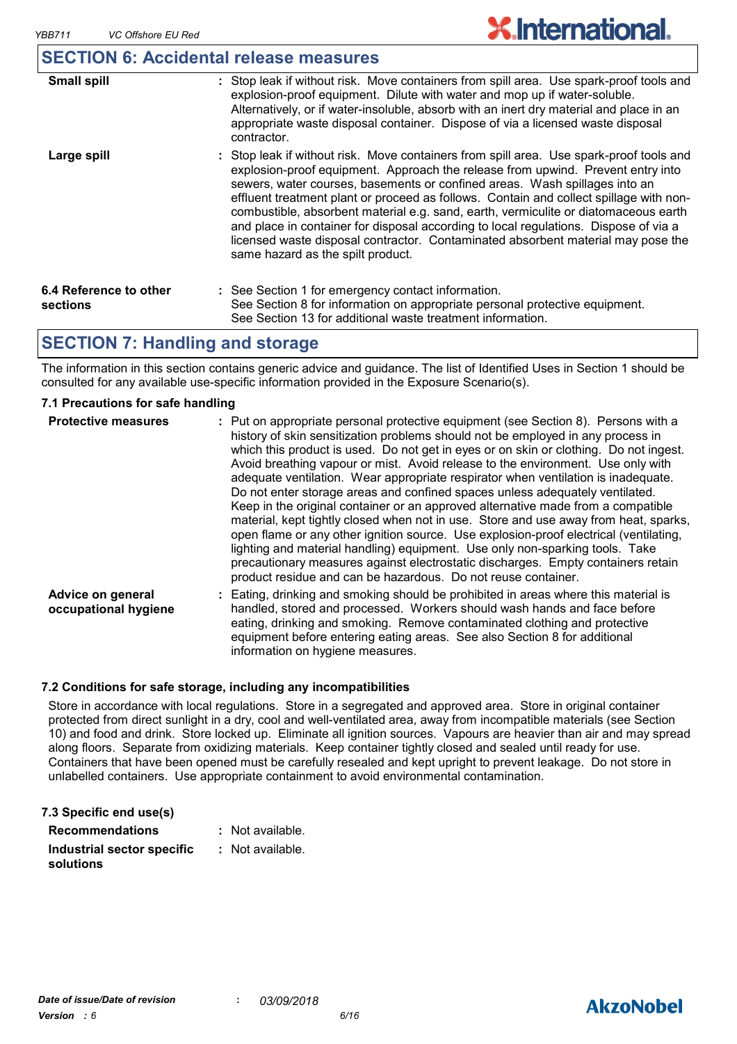## SECTION 6: Accidental release measures

| | |
|---|---|
| **Small spill** | : Stop leak if without risk. Move containers from spill area. Use spark-proof tools and explosion-proof equipment. Dilute with water and mop up if water-soluble. Alternatively, or if water-insoluble, absorb with an inert dry material and place in an appropriate waste disposal container. Dispose of via a licensed waste disposal contractor. |
| **Large spill** | : Stop leak if without risk. Move containers from spill area. Use spark-proof tools and explosion-proof equipment. Approach the release from upwind. Prevent entry into sewers, water courses, basements or confined areas. Wash spillages into an effluent treatment plant or proceed as follows. Contain and collect spillage with non-combustible, absorbent material e.g. sand, earth, vermiculite or diatomaceous earth and place in container for disposal according to local regulations. Dispose of via a licensed waste disposal contractor. Contaminated absorbent material may pose the same hazard as the spilt product. |
| **6.4 Reference to other sections** | : See Section 1 for emergency contact information. See Section 8 for information on appropriate personal protective equipment. See Section 13 for additional waste treatment information. |

## SECTION 7: Handling and storage

The information in this section contains generic advice and guidance. The list of Identified Uses in Section 1 should be consulted for any available use-specific information provided in the Exposure Scenario(s).

### 7.1 Precautions for safe handling

| | |
|---|---|
| **Protective measures** | : Put on appropriate personal protective equipment (see Section 8). Persons with a history of skin sensitization problems should not be employed in any process in which this product is used. Do not get in eyes or on skin or clothing. Do not ingest. Avoid breathing vapour or mist. Avoid release to the environment. Use only with adequate ventilation. Wear appropriate respirator when ventilation is inadequate. Do not enter storage areas and confined spaces unless adequately ventilated. Keep in the original container or an approved alternative made from a compatible material, kept tightly closed when not in use. Store and use away from heat, sparks, open flame or any other ignition source. Use explosion-proof electrical (ventilating, lighting and material handling) equipment. Use only non-sparking tools. Take precautionary measures against electrostatic discharges. Empty containers retain product residue and can be hazardous. Do not reuse container. |
| **Advice on general occupational hygiene** | : Eating, drinking and smoking should be prohibited in areas where this material is handled, stored and processed. Workers should wash hands and face before eating, drinking and smoking. Remove contaminated clothing and protective equipment before entering eating areas. See also Section 8 for additional information on hygiene measures. |

### 7.2 Conditions for safe storage, including any incompatibilities

Store in accordance with local regulations. Store in a segregated and approved area. Store in original container protected from direct sunlight in a dry, cool and well-ventilated area, away from incompatible materials (see Section 10) and food and drink. Store locked up. Eliminate all ignition sources. Vapours are heavier than air and may spread along floors. Separate from oxidizing materials. Keep container tightly closed and sealed until ready for use. Containers that have been opened must be carefully resealed and kept upright to prevent leakage. Do not store in unlabelled containers. Use appropriate containment to avoid environmental contamination.

### 7.3 Specific end use(s)

| | |
|---|---|
| **Recommendations** | : Not available. |
| **Industrial sector specific solutions** | : Not available. |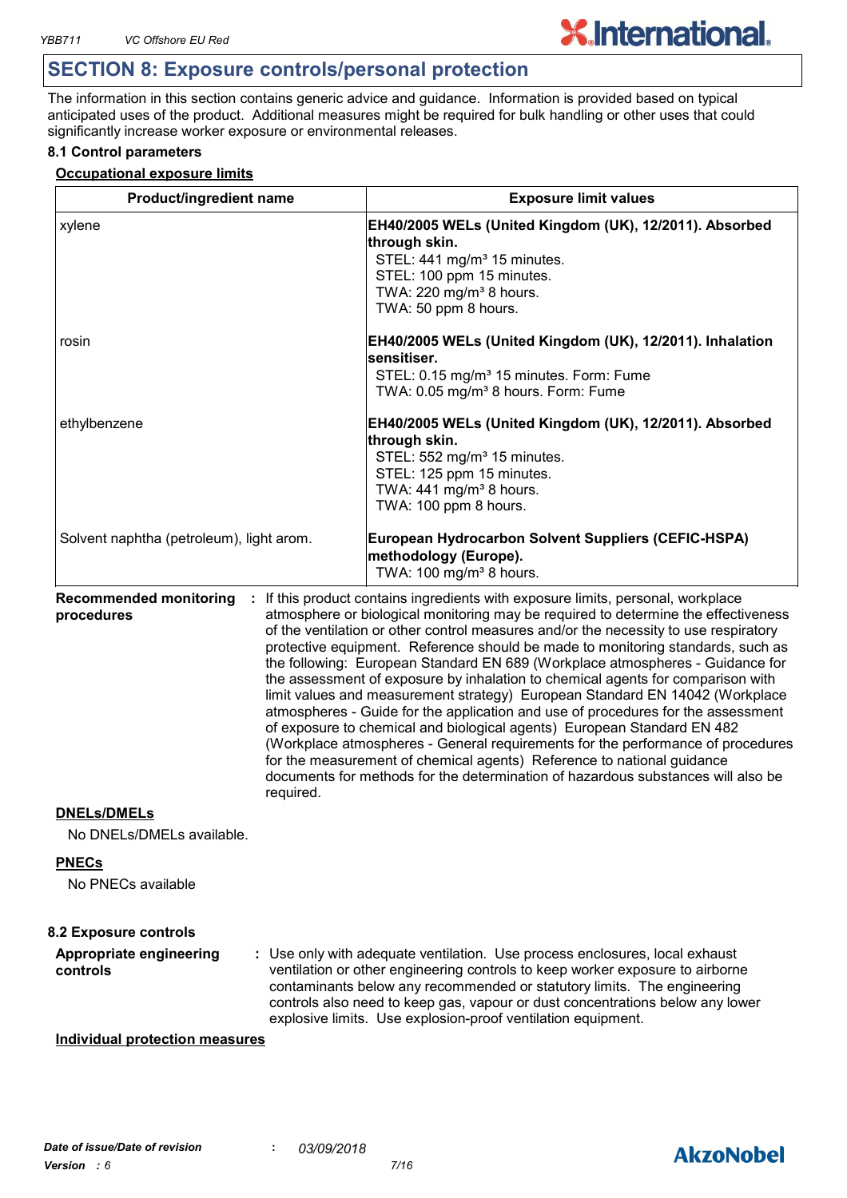## SECTION 8: Exposure controls/personal protection

The information in this section contains generic advice and guidance. Information is provided based on typical anticipated uses of the product. Additional measures might be required for bulk handling or other uses that could significantly increase worker exposure or environmental releases.

### 8.1 Control parameters

**Occupational exposure limits**

| Product/ingredient name | Exposure limit values |
|---|---|
| xylene | **EH40/2005 WELs (United Kingdom (UK), 12/2011). Absorbed through skin.**<br>STEL: 441 mg/m³ 15 minutes.<br>STEL: 100 ppm 15 minutes.<br>TWA: 220 mg/m³ 8 hours.<br>TWA: 50 ppm 8 hours. |
| rosin | **EH40/2005 WELs (United Kingdom (UK), 12/2011). Inhalation sensitiser.**<br>STEL: 0.15 mg/m³ 15 minutes. Form: Fume<br>TWA: 0.05 mg/m³ 8 hours. Form: Fume |
| ethylbenzene | **EH40/2005 WELs (United Kingdom (UK), 12/2011). Absorbed through skin.**<br>STEL: 552 mg/m³ 15 minutes.<br>STEL: 125 ppm 15 minutes.<br>TWA: 441 mg/m³ 8 hours.<br>TWA: 100 ppm 8 hours. |
| Solvent naphtha (petroleum), light arom. | **European Hydrocarbon Solvent Suppliers (CEFIC-HSPA) methodology (Europe).**<br>TWA: 100 mg/m³ 8 hours. |

**Recommended monitoring procedures** : If this product contains ingredients with exposure limits, personal, workplace atmosphere or biological monitoring may be required to determine the effectiveness of the ventilation or other control measures and/or the necessity to use respiratory protective equipment. Reference should be made to monitoring standards, such as the following: European Standard EN 689 (Workplace atmospheres - Guidance for the assessment of exposure by inhalation to chemical agents for comparison with limit values and measurement strategy) European Standard EN 14042 (Workplace atmospheres - Guide for the application and use of procedures for the assessment of exposure to chemical and biological agents) European Standard EN 482 (Workplace atmospheres - General requirements for the performance of procedures for the measurement of chemical agents) Reference to national guidance documents for methods for the determination of hazardous substances will also be required.

**DNELs/DMELs**

No DNELs/DMELs available.

**PNECs**

No PNECs available

### 8.2 Exposure controls

**Appropriate engineering controls** : Use only with adequate ventilation. Use process enclosures, local exhaust ventilation or other engineering controls to keep worker exposure to airborne contaminants below any recommended or statutory limits. The engineering controls also need to keep gas, vapour or dust concentrations below any lower explosive limits. Use explosion-proof ventilation equipment.

**Individual protection measures**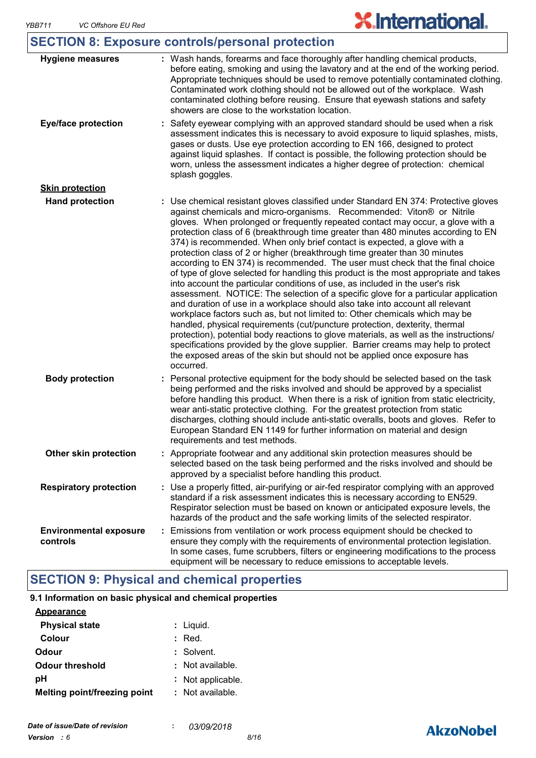## SECTION 8: Exposure controls/personal protection

| | |
|---|---|
| **Hygiene measures** | : Wash hands, forearms and face thoroughly after handling chemical products, before eating, smoking and using the lavatory and at the end of the working period. Appropriate techniques should be used to remove potentially contaminated clothing. Contaminated work clothing should not be allowed out of the workplace. Wash contaminated clothing before reusing. Ensure that eyewash stations and safety showers are close to the workstation location. |
| **Eye/face protection** | : Safety eyewear complying with an approved standard should be used when a risk assessment indicates this is necessary to avoid exposure to liquid splashes, mists, gases or dusts. Use eye protection according to EN 166, designed to protect against liquid splashes. If contact is possible, the following protection should be worn, unless the assessment indicates a higher degree of protection: chemical splash goggles. |

**Skin protection**

| | |
|---|---|
| **Hand protection** | : Use chemical resistant gloves classified under Standard EN 374: Protective gloves against chemicals and micro-organisms. Recommended: Viton® or Nitrile gloves. When prolonged or frequently repeated contact may occur, a glove with a protection class of 6 (breakthrough time greater than 480 minutes according to EN 374) is recommended. When only brief contact is expected, a glove with a protection class of 2 or higher (breakthrough time greater than 30 minutes according to EN 374) is recommended. The user must check that the final choice of type of glove selected for handling this product is the most appropriate and takes into account the particular conditions of use, as included in the user's risk assessment. NOTICE: The selection of a specific glove for a particular application and duration of use in a workplace should also take into account all relevant workplace factors such as, but not limited to: Other chemicals which may be handled, physical requirements (cut/puncture protection, dexterity, thermal protection), potential body reactions to glove materials, as well as the instructions/ specifications provided by the glove supplier. Barrier creams may help to protect the exposed areas of the skin but should not be applied once exposure has occurred. |
| **Body protection** | : Personal protective equipment for the body should be selected based on the task being performed and the risks involved and should be approved by a specialist before handling this product. When there is a risk of ignition from static electricity, wear anti-static protective clothing. For the greatest protection from static discharges, clothing should include anti-static overalls, boots and gloves. Refer to European Standard EN 1149 for further information on material and design requirements and test methods. |
| **Other skin protection** | : Appropriate footwear and any additional skin protection measures should be selected based on the task being performed and the risks involved and should be approved by a specialist before handling this product. |
| **Respiratory protection** | : Use a properly fitted, air-purifying or air-fed respirator complying with an approved standard if a risk assessment indicates this is necessary according to EN529. Respirator selection must be based on known or anticipated exposure levels, the hazards of the product and the safe working limits of the selected respirator. |
| **Environmental exposure controls** | : Emissions from ventilation or work process equipment should be checked to ensure they comply with the requirements of environmental protection legislation. In some cases, fume scrubbers, filters or engineering modifications to the process equipment will be necessary to reduce emissions to acceptable levels. |

## SECTION 9: Physical and chemical properties

### 9.1 Information on basic physical and chemical properties

**Appearance**

| | |
|---|---|
| **Physical state** | : Liquid. |
| **Colour** | : Red. |
| **Odour** | : Solvent. |
| **Odour threshold** | : Not available. |
| **pH** | : Not applicable. |
| **Melting point/freezing point** | : Not available. |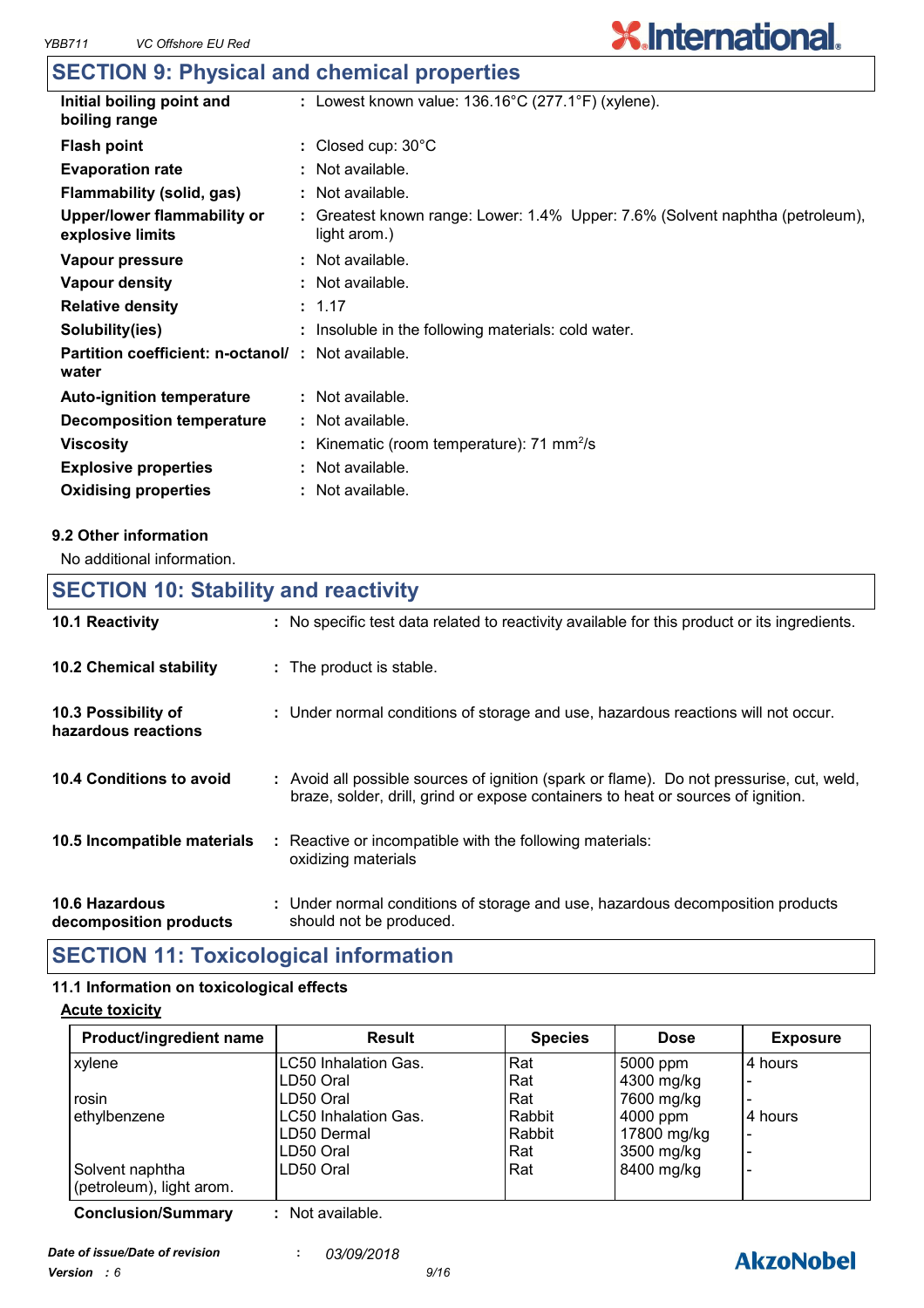## SECTION 9: Physical and chemical properties

| | |
|---|---|
| **Initial boiling point and boiling range** | : Lowest known value: 136.16°C (277.1°F) (xylene). |
| **Flash point** | : Closed cup: 30°C |
| **Evaporation rate** | : Not available. |
| **Flammability (solid, gas)** | : Not available. |
| **Upper/lower flammability or explosive limits** | : Greatest known range: Lower: 1.4% Upper: 7.6% (Solvent naphtha (petroleum), light arom.) |
| **Vapour pressure** | : Not available. |
| **Vapour density** | : Not available. |
| **Relative density** | : 1.17 |
| **Solubility(ies)** | : Insoluble in the following materials: cold water. |
| **Partition coefficient: n-octanol/ water** | : Not available. |
| **Auto-ignition temperature** | : Not available. |
| **Decomposition temperature** | : Not available. |
| **Viscosity** | : Kinematic (room temperature): 71 $mm^2/s$ |
| **Explosive properties** | : Not available. |
| **Oxidising properties** | : Not available. |

### 9.2 Other information

No additional information.

## SECTION 10: Stability and reactivity

| | |
|---|---|
| **10.1 Reactivity** | : No specific test data related to reactivity available for this product or its ingredients. |
| **10.2 Chemical stability** | : The product is stable. |
| **10.3 Possibility of hazardous reactions** | : Under normal conditions of storage and use, hazardous reactions will not occur. |
| **10.4 Conditions to avoid** | : Avoid all possible sources of ignition (spark or flame). Do not pressurise, cut, weld, braze, solder, drill, grind or expose containers to heat or sources of ignition. |
| **10.5 Incompatible materials** | : Reactive or incompatible with the following materials: oxidizing materials |
| **10.6 Hazardous decomposition products** | : Under normal conditions of storage and use, hazardous decomposition products should not be produced. |

## SECTION 11: Toxicological information

### 11.1 Information on toxicological effects

**Acute toxicity**

| Product/ingredient name | Result | Species | Dose | Exposure |
|---|---|---|---|---|
| xylene | LC50 Inhalation Gas. | Rat | 5000 ppm | 4 hours |
| | LD50 Oral | Rat | 4300 mg/kg | - |
| rosin | LD50 Oral | Rat | 7600 mg/kg | - |
| ethylbenzene | LC50 Inhalation Gas. | Rabbit | 4000 ppm | 4 hours |
| | LD50 Dermal | Rabbit | 17800 mg/kg | - |
| | LD50 Oral | Rat | 3500 mg/kg | - |
| Solvent naphtha (petroleum), light arom. | LD50 Oral | Rat | 8400 mg/kg | - |

**Conclusion/Summary** : Not available.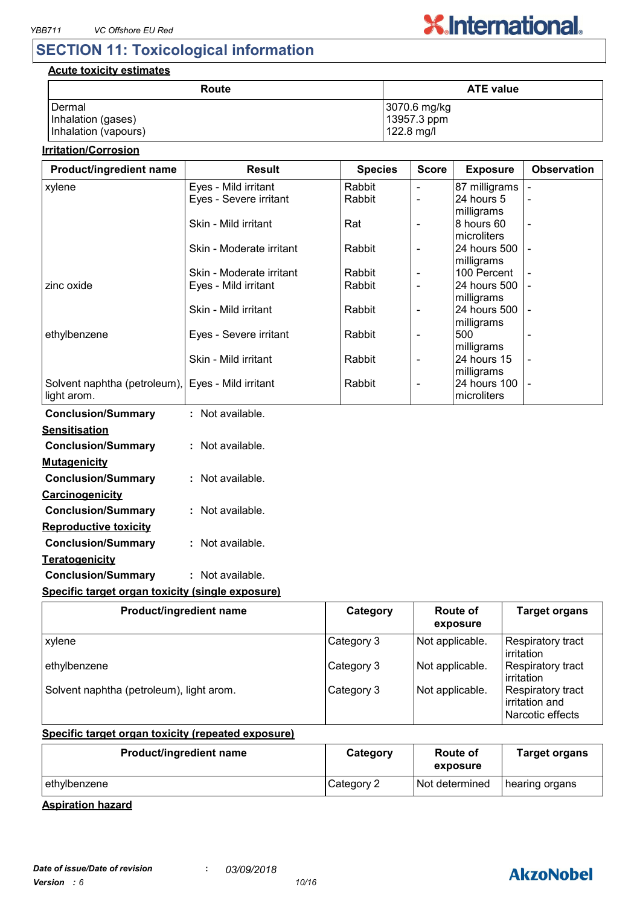## SECTION 11: Toxicological information

**Acute toxicity estimates**

| Route | ATE value |
|---|---|
| Dermal | 3070.6 mg/kg |
| Inhalation (gases) | 13957.3 ppm |
| Inhalation (vapours) | 122.8 mg/l |

**Irritation/Corrosion**

| Product/ingredient name | Result | Species | Score | Exposure | Observation |
|---|---|---|---|---|---|
| xylene | Eyes - Mild irritant | Rabbit | - | 87 milligrams | - |
| | Eyes - Severe irritant | Rabbit | - | 24 hours 5 milligrams | - |
| | Skin - Mild irritant | Rat | - | 8 hours 60 microliters | - |
| | Skin - Moderate irritant | Rabbit | - | 24 hours 500 milligrams | - |
| | Skin - Moderate irritant | Rabbit | - | 100 Percent | - |
| zinc oxide | Eyes - Mild irritant | Rabbit | - | 24 hours 500 milligrams | - |
| | Skin - Mild irritant | Rabbit | - | 24 hours 500 milligrams | - |
| ethylbenzene | Eyes - Severe irritant | Rabbit | - | 500 milligrams | - |
| | Skin - Mild irritant | Rabbit | - | 24 hours 15 milligrams | - |
| Solvent naphtha (petroleum), light arom. | Eyes - Mild irritant | Rabbit | - | 24 hours 100 microliters | - |

**Conclusion/Summary** : Not available.

**Sensitisation**

**Conclusion/Summary** : Not available.

**Mutagenicity**

**Conclusion/Summary** : Not available.

**Carcinogenicity**

**Conclusion/Summary** : Not available.

**Reproductive toxicity**

**Conclusion/Summary** : Not available.

**Teratogenicity**

**Conclusion/Summary** : Not available.

**Specific target organ toxicity (single exposure)**

| Product/ingredient name | Category | Route of exposure | Target organs |
|---|---|---|---|
| xylene | Category 3 | Not applicable. | Respiratory tract irritation |
| ethylbenzene | Category 3 | Not applicable. | Respiratory tract irritation |
| Solvent naphtha (petroleum), light arom. | Category 3 | Not applicable. | Respiratory tract irritation and Narcotic effects |

**Specific target organ toxicity (repeated exposure)**

| Product/ingredient name | Category | Route of exposure | Target organs |
|---|---|---|---|
| ethylbenzene | Category 2 | Not determined | hearing organs |

**Aspiration hazard**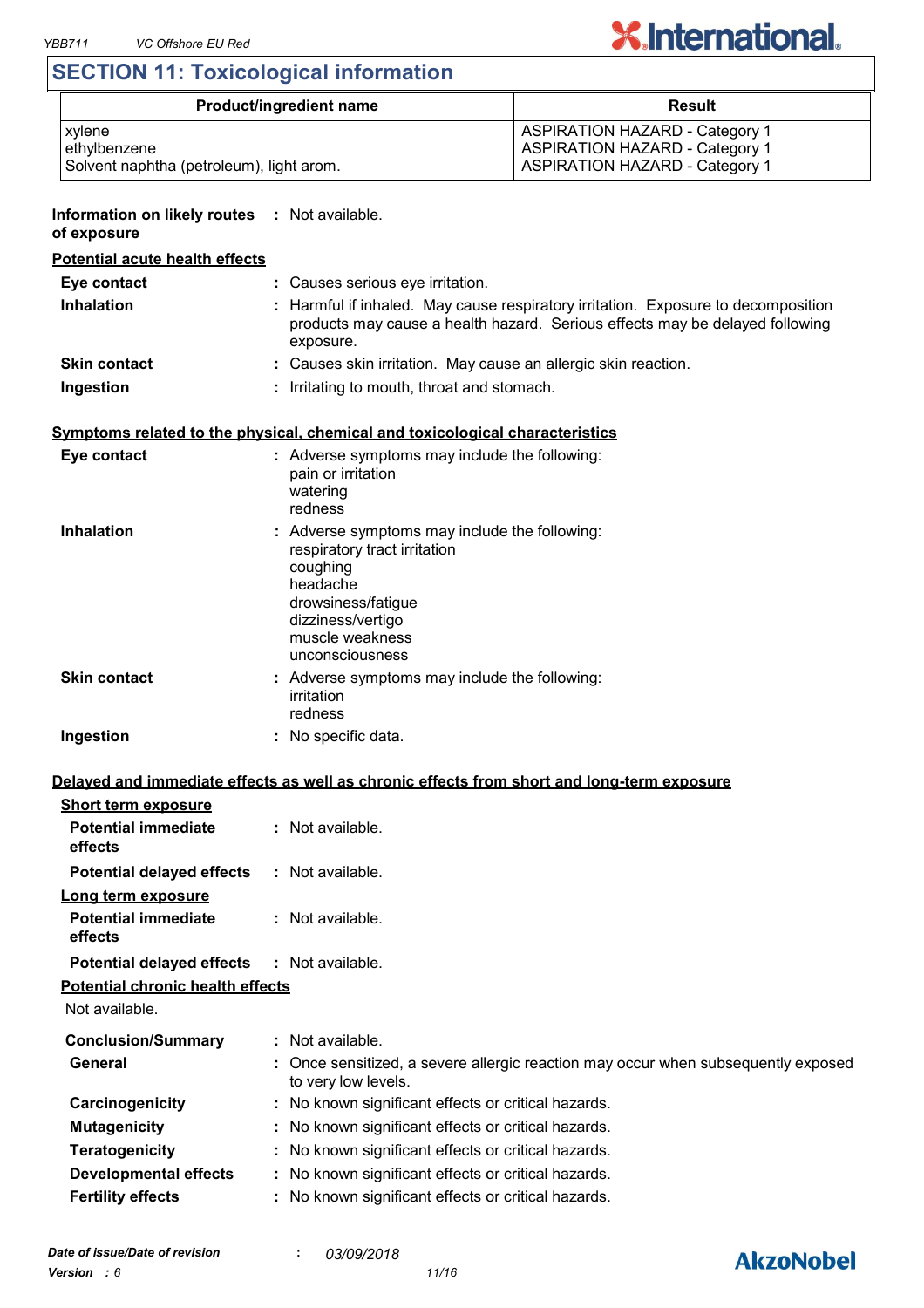## SECTION 11: Toxicological information

| Product/ingredient name | Result |
|---|---|
| xylene | ASPIRATION HAZARD - Category 1 |
| ethylbenzene | ASPIRATION HAZARD - Category 1 |
| Solvent naphtha (petroleum), light arom. | ASPIRATION HAZARD - Category 1 |

**Information on likely routes of exposure** : Not available.

**Potential acute health effects**

**Eye contact** : Causes serious eye irritation.

**Inhalation** : Harmful if inhaled. May cause respiratory irritation. Exposure to decomposition products may cause a health hazard. Serious effects may be delayed following exposure.

**Skin contact** : Causes skin irritation. May cause an allergic skin reaction.

**Ingestion** : Irritating to mouth, throat and stomach.

**Symptoms related to the physical, chemical and toxicological characteristics**

**Eye contact** : Adverse symptoms may include the following:
pain or irritation
watering
redness

**Inhalation** : Adverse symptoms may include the following:
respiratory tract irritation
coughing
headache
drowsiness/fatigue
dizziness/vertigo
muscle weakness
unconsciousness

**Skin contact** : Adverse symptoms may include the following:
irritation
redness

**Ingestion** : No specific data.

**Delayed and immediate effects as well as chronic effects from short and long-term exposure**

**Short term exposure**

**Potential immediate effects** : Not available.

**Potential delayed effects** : Not available.

**Long term exposure**

**Potential immediate effects** : Not available.

**Potential delayed effects** : Not available.

**Potential chronic health effects**

Not available.

**Conclusion/Summary** : Not available.

**General** : Once sensitized, a severe allergic reaction may occur when subsequently exposed to very low levels.

**Carcinogenicity** : No known significant effects or critical hazards.

**Mutagenicity** : No known significant effects or critical hazards.

**Teratogenicity** : No known significant effects or critical hazards.

**Developmental effects** : No known significant effects or critical hazards.

**Fertility effects** : No known significant effects or critical hazards.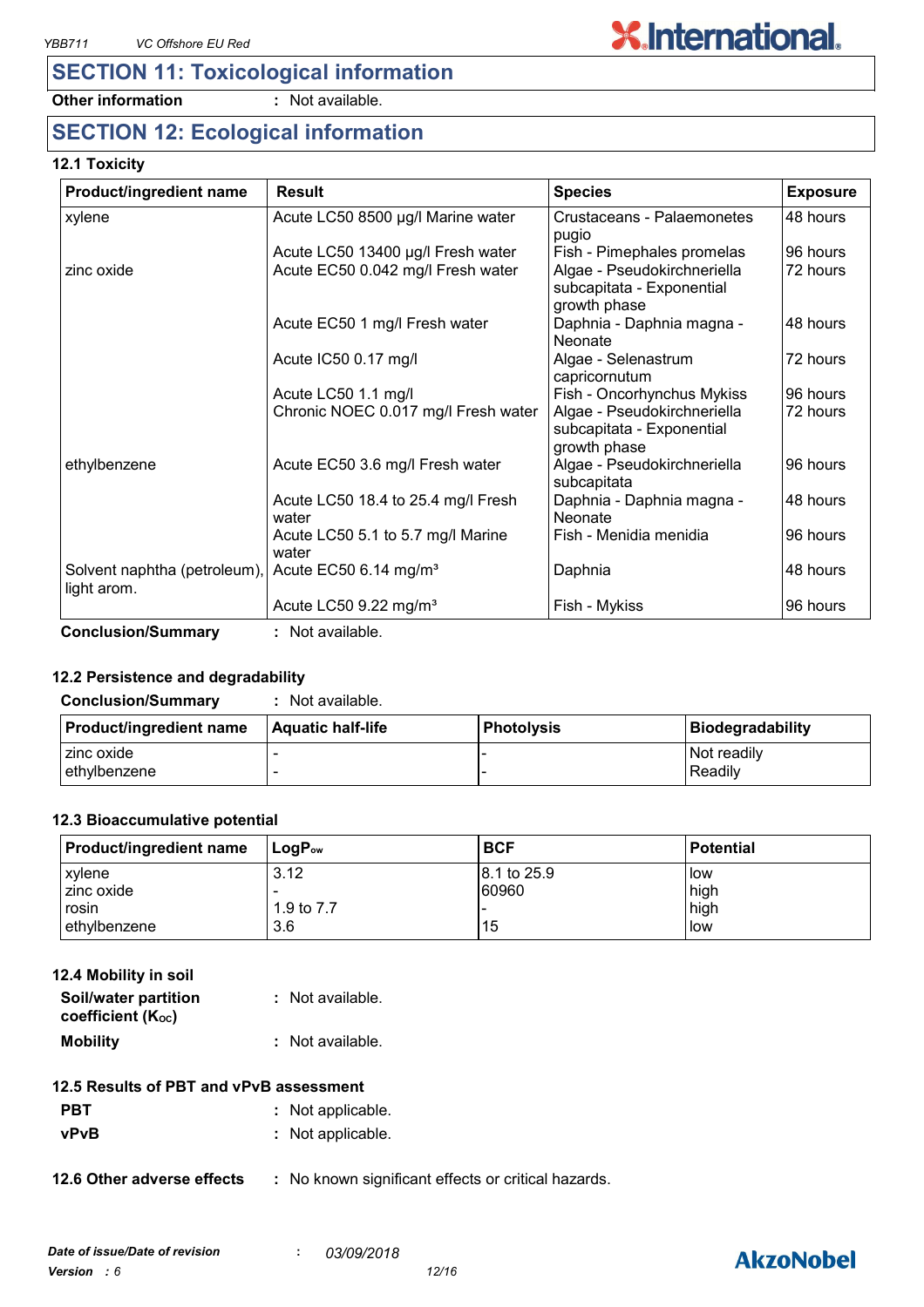## SECTION 11: Toxicological information

**Other information** : Not available.

## SECTION 12: Ecological information

### 12.1 Toxicity

| Product/ingredient name | Result | Species | Exposure |
|---|---|---|---|
| xylene | Acute LC50 8500 µg/l Marine water | Crustaceans - Palaemonetes pugio | 48 hours |
| | Acute LC50 13400 µg/l Fresh water | Fish - Pimephales promelas | 96 hours |
| zinc oxide | Acute EC50 0.042 mg/l Fresh water | Algae - Pseudokirchneriella subcapitata - Exponential growth phase | 72 hours |
| | Acute EC50 1 mg/l Fresh water | Daphnia - Daphnia magna - Neonate | 48 hours |
| | Acute IC50 0.17 mg/l | Algae - Selenastrum capricornutum | 72 hours |
| | Acute LC50 1.1 mg/l | Fish - Oncorhynchus Mykiss | 96 hours |
| | Chronic NOEC 0.017 mg/l Fresh water | Algae - Pseudokirchneriella subcapitata - Exponential growth phase | 72 hours |
| ethylbenzene | Acute EC50 3.6 mg/l Fresh water | Algae - Pseudokirchneriella subcapitata | 96 hours |
| | Acute LC50 18.4 to 25.4 mg/l Fresh water | Daphnia - Daphnia magna - Neonate | 48 hours |
| | Acute LC50 5.1 to 5.7 mg/l Marine water | Fish - Menidia menidia | 96 hours |
| Solvent naphtha (petroleum), light arom. | Acute EC50 6.14 mg/m³ | Daphnia | 48 hours |
| | Acute LC50 9.22 mg/m³ | Fish - Mykiss | 96 hours |

**Conclusion/Summary** : Not available.

### 12.2 Persistence and degradability

**Conclusion/Summary** : Not available.

| Product/ingredient name | Aquatic half-life | Photolysis | Biodegradability |
|---|---|---|---|
| zinc oxide | - | - | Not readily |
| ethylbenzene | - | - | Readily |

### 12.3 Bioaccumulative potential

| Product/ingredient name | $LogP_{ow}$ | BCF | Potential |
|---|---|---|---|
| xylene | 3.12 | 8.1 to 25.9 | low |
| zinc oxide | - | 60960 | high |
| rosin | 1.9 to 7.7 | - | high |
| ethylbenzene | 3.6 | 15 | low |

### 12.4 Mobility in soil

**Soil/water partition coefficient ($K_{OC}$)** : Not available.

**Mobility** : Not available.

### 12.5 Results of PBT and vPvB assessment

**PBT** : Not applicable.

**vPvB** : Not applicable.

### 12.6 Other adverse effects : No known significant effects or critical hazards.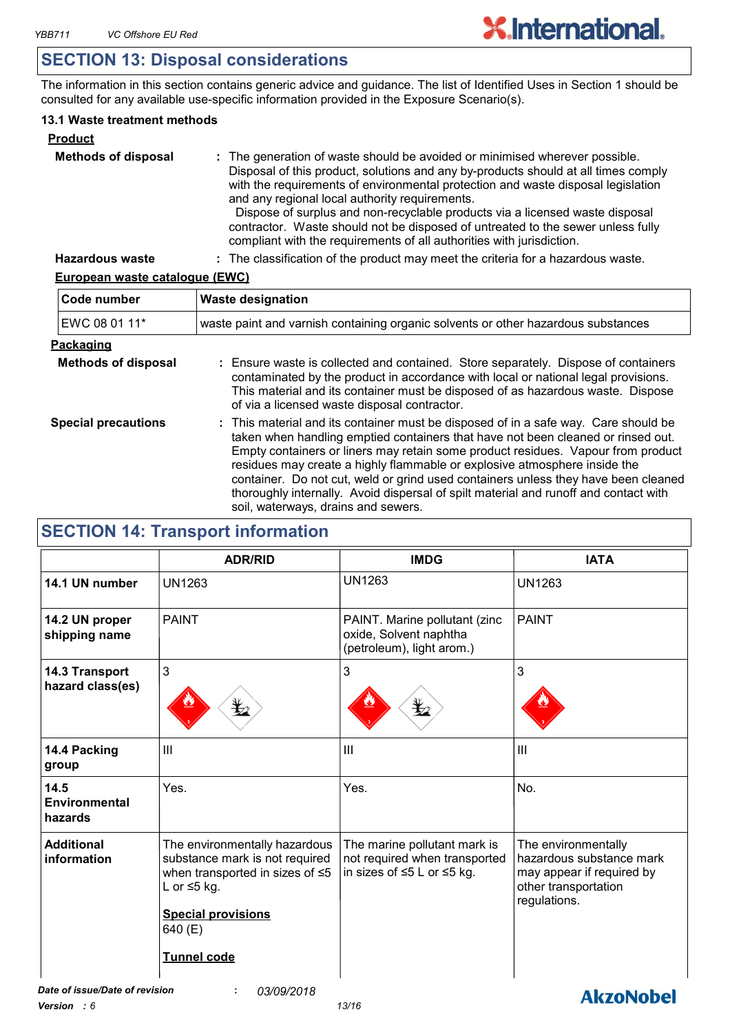## SECTION 13: Disposal considerations

The information in this section contains generic advice and guidance. The list of Identified Uses in Section 1 should be consulted for any available use-specific information provided in the Exposure Scenario(s).

### 13.1 Waste treatment methods

**Product**

**Methods of disposal** : The generation of waste should be avoided or minimised wherever possible. Disposal of this product, solutions and any by-products should at all times comply with the requirements of environmental protection and waste disposal legislation and any regional local authority requirements. Dispose of surplus and non-recyclable products via a licensed waste disposal contractor. Waste should not be disposed of untreated to the sewer unless fully compliant with the requirements of all authorities with jurisdiction.

**Hazardous waste** : The classification of the product may meet the criteria for a hazardous waste.

**European waste catalogue (EWC)**

| Code number | Waste designation |
|---|---|
| EWC 08 01 11* | waste paint and varnish containing organic solvents or other hazardous substances |

**Packaging**

**Methods of disposal** : Ensure waste is collected and contained. Store separately. Dispose of containers contaminated by the product in accordance with local or national legal provisions. This material and its container must be disposed of as hazardous waste. Dispose of via a licensed waste disposal contractor.

**Special precautions** : This material and its container must be disposed of in a safe way. Care should be taken when handling emptied containers that have not been cleaned or rinsed out. Empty containers or liners may retain some product residues. Vapour from product residues may create a highly flammable or explosive atmosphere inside the container. Do not cut, weld or grind used containers unless they have been cleaned thoroughly internally. Avoid dispersal of spilt material and runoff and contact with soil, waterways, drains and sewers.

## SECTION 14: Transport information

| | ADR/RID | IMDG | IATA |
|---|---|---|---|
| **14.1 UN number** | UN1263 | UN1263 | UN1263 |
| **14.2 UN proper shipping name** | PAINT | PAINT. Marine pollutant (zinc oxide, Solvent naphtha (petroleum), light arom.) | PAINT |
| **14.3 Transport hazard class(es)** | 3 | 3 | 3 |
| **14.4 Packing group** | III | III | III |
| **14.5 Environmental hazards** | Yes. | Yes. | No. |
| **Additional information** | The environmentally hazardous substance mark is not required when transported in sizes of ≤5 L or ≤5 kg.<br><br>**Special provisions**<br>640 (E)<br><br>**Tunnel code** | The marine pollutant mark is not required when transported in sizes of ≤5 L or ≤5 kg. | The environmentally hazardous substance mark may appear if required by other transportation regulations. |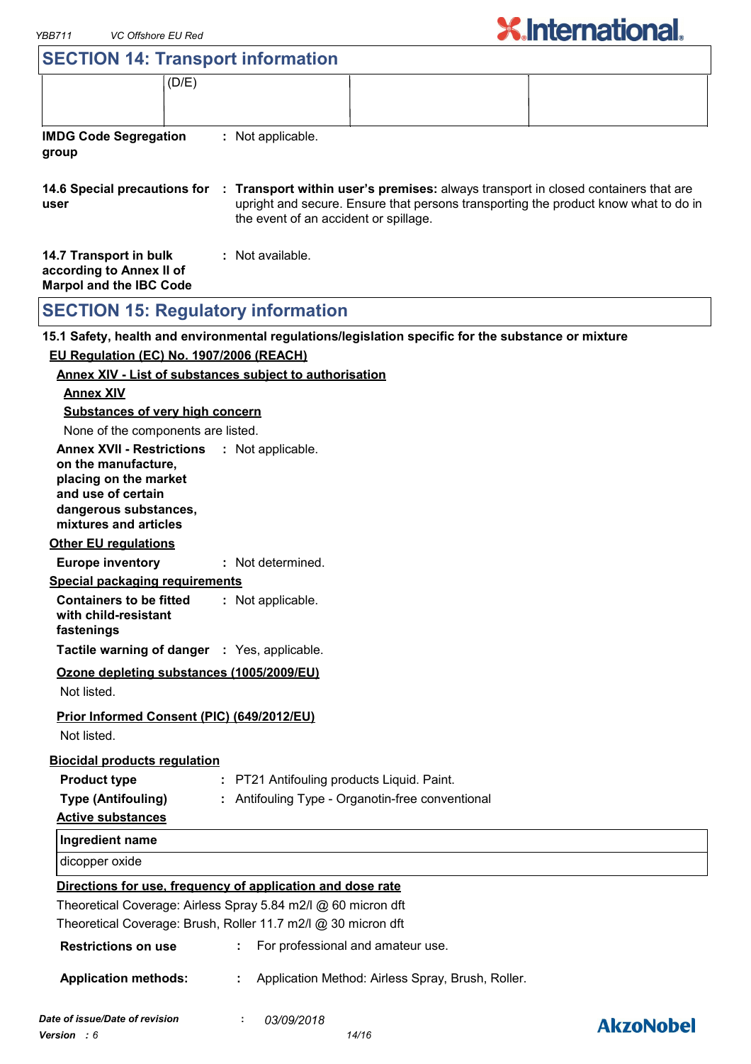## SECTION 14: Transport information

| | (D/E) | | |
|---|---|---|---|

**IMDG Code Segregation group** : Not applicable.

**14.6 Special precautions for user** : **Transport within user's premises:** always transport in closed containers that are upright and secure. Ensure that persons transporting the product know what to do in the event of an accident or spillage.

**14.7 Transport in bulk according to Annex II of Marpol and the IBC Code** : Not available.

## SECTION 15: Regulatory information

**15.1 Safety, health and environmental regulations/legislation specific for the substance or mixture**

**EU Regulation (EC) No. 1907/2006 (REACH)**

**Annex XIV - List of substances subject to authorisation**

**Annex XIV**

**Substances of very high concern**

None of the components are listed.

**Annex XVII - Restrictions on the manufacture, placing on the market and use of certain dangerous substances, mixtures and articles** : Not applicable.

**Other EU regulations**

**Europe inventory** : Not determined.

**Special packaging requirements**

**Containers to be fitted with child-resistant fastenings** : Not applicable.

**Tactile warning of danger** : Yes, applicable.

**Ozone depleting substances (1005/2009/EU)**

Not listed.

**Prior Informed Consent (PIC) (649/2012/EU)**

Not listed.

**Biocidal products regulation**

**Product type** : PT21 Antifouling products Liquid. Paint.

**Type (Antifouling)** : Antifouling Type - Organotin-free conventional

**Active substances**

| Ingredient name |
|---|
| dicopper oxide |

**Directions for use, frequency of application and dose rate**

Theoretical Coverage: Airless Spray 5.84 m2/l @ 60 micron dft

Theoretical Coverage: Brush, Roller 11.7 m2/l @ 30 micron dft

**Restrictions on use** : For professional and amateur use.

**Application methods:** : Application Method: Airless Spray, Brush, Roller.

*Date of issue/Date of revision* : *03/09/2018*

*Version* : *6*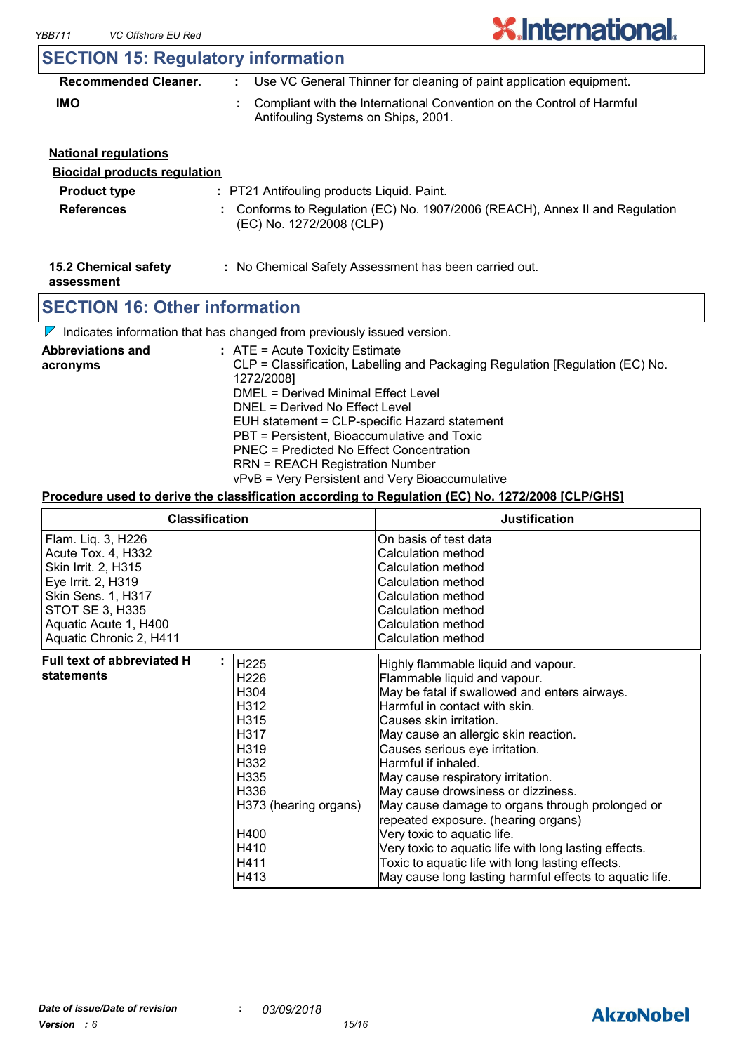## SECTION 15: Regulatory information

**Recommended Cleaner.** : Use VC General Thinner for cleaning of paint application equipment.

**IMO** : Compliant with the International Convention on the Control of Harmful Antifouling Systems on Ships, 2001.

**National regulations**

**Biocidal products regulation**

**Product type** : PT21 Antifouling products Liquid. Paint.

**References** : Conforms to Regulation (EC) No. 1907/2006 (REACH), Annex II and Regulation (EC) No. 1272/2008 (CLP)

**15.2 Chemical safety assessment** : No Chemical Safety Assessment has been carried out.

## SECTION 16: Other information

◤ Indicates information that has changed from previously issued version.

**Abbreviations and acronyms** :
ATE = Acute Toxicity Estimate
CLP = Classification, Labelling and Packaging Regulation [Regulation (EC) No. 1272/2008]
DMEL = Derived Minimal Effect Level
DNEL = Derived No Effect Level
EUH statement = CLP-specific Hazard statement
PBT = Persistent, Bioaccumulative and Toxic
PNEC = Predicted No Effect Concentration
RRN = REACH Registration Number
vPvB = Very Persistent and Very Bioaccumulative

**Procedure used to derive the classification according to Regulation (EC) No. 1272/2008 [CLP/GHS]**

| Classification | Justification |
|---|---|
| Flam. Liq. 3, H226 | On basis of test data |
| Acute Tox. 4, H332 | Calculation method |
| Skin Irrit. 2, H315 | Calculation method |
| Eye Irrit. 2, H319 | Calculation method |
| Skin Sens. 1, H317 | Calculation method |
| STOT SE 3, H335 | Calculation method |
| Aquatic Acute 1, H400 | Calculation method |
| Aquatic Chronic 2, H411 | Calculation method |

**Full text of abbreviated H statements** :

| Code | Statement |
|---|---|
| H225 | Highly flammable liquid and vapour. |
| H226 | Flammable liquid and vapour. |
| H304 | May be fatal if swallowed and enters airways. |
| H312 | Harmful in contact with skin. |
| H315 | Causes skin irritation. |
| H317 | May cause an allergic skin reaction. |
| H319 | Causes serious eye irritation. |
| H332 | Harmful if inhaled. |
| H335 | May cause respiratory irritation. |
| H336 | May cause drowsiness or dizziness. |
| H373 (hearing organs) | May cause damage to organs through prolonged or repeated exposure. (hearing organs) |
| H400 | Very toxic to aquatic life. |
| H410 | Very toxic to aquatic life with long lasting effects. |
| H411 | Toxic to aquatic life with long lasting effects. |
| H413 | May cause long lasting harmful effects to aquatic life. |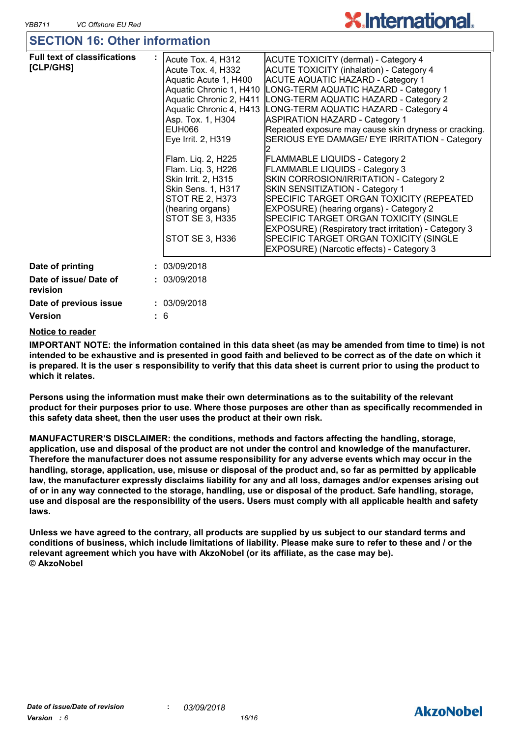## SECTION 16: Other information

**Full text of classifications [CLP/GHS]** :

| | |
|---|---|
| Acute Tox. 4, H312 | ACUTE TOXICITY (dermal) - Category 4 |
| Acute Tox. 4, H332 | ACUTE TOXICITY (inhalation) - Category 4 |
| Aquatic Acute 1, H400 | ACUTE AQUATIC HAZARD - Category 1 |
| Aquatic Chronic 1, H410 | LONG-TERM AQUATIC HAZARD - Category 1 |
| Aquatic Chronic 2, H411 | LONG-TERM AQUATIC HAZARD - Category 2 |
| Aquatic Chronic 4, H413 | LONG-TERM AQUATIC HAZARD - Category 4 |
| Asp. Tox. 1, H304 | ASPIRATION HAZARD - Category 1 |
| EUH066 | Repeated exposure may cause skin dryness or cracking. |
| Eye Irrit. 2, H319 | SERIOUS EYE DAMAGE/ EYE IRRITATION - Category 2 |
| Flam. Liq. 2, H225 | FLAMMABLE LIQUIDS - Category 2 |
| Flam. Liq. 3, H226 | FLAMMABLE LIQUIDS - Category 3 |
| Skin Irrit. 2, H315 | SKIN CORROSION/IRRITATION - Category 2 |
| Skin Sens. 1, H317 | SKIN SENSITIZATION - Category 1 |
| STOT RE 2, H373 (hearing organs) | SPECIFIC TARGET ORGAN TOXICITY (REPEATED EXPOSURE) (hearing organs) - Category 2 |
| STOT SE 3, H335 | SPECIFIC TARGET ORGAN TOXICITY (SINGLE EXPOSURE) (Respiratory tract irritation) - Category 3 |
| STOT SE 3, H336 | SPECIFIC TARGET ORGAN TOXICITY (SINGLE EXPOSURE) (Narcotic effects) - Category 3 |

**Date of printing** : 03/09/2018

**Date of issue/ Date of revision** : 03/09/2018

**Date of previous issue** : 03/09/2018

**Version** : 6

<u>**Notice to reader**</u>

**IMPORTANT NOTE: the information contained in this data sheet (as may be amended from time to time) is not intended to be exhaustive and is presented in good faith and believed to be correct as of the date on which it is prepared. It is the user's responsibility to verify that this data sheet is current prior to using the product to which it relates.**

**Persons using the information must make their own determinations as to the suitability of the relevant product for their purposes prior to use. Where those purposes are other than as specifically recommended in this safety data sheet, then the user uses the product at their own risk.**

**MANUFACTURER'S DISCLAIMER: the conditions, methods and factors affecting the handling, storage, application, use and disposal of the product are not under the control and knowledge of the manufacturer. Therefore the manufacturer does not assume responsibility for any adverse events which may occur in the handling, storage, application, use, misuse or disposal of the product and, so far as permitted by applicable law, the manufacturer expressly disclaims liability for any and all loss, damages and/or expenses arising out of or in any way connected to the storage, handling, use or disposal of the product. Safe handling, storage, use and disposal are the responsibility of the users. Users must comply with all applicable health and safety laws.**

**Unless we have agreed to the contrary, all products are supplied by us subject to our standard terms and conditions of business, which include limitations of liability. Please make sure to refer to these and / or the relevant agreement which you have with AkzoNobel (or its affiliate, as the case may be).**
**© AkzoNobel**